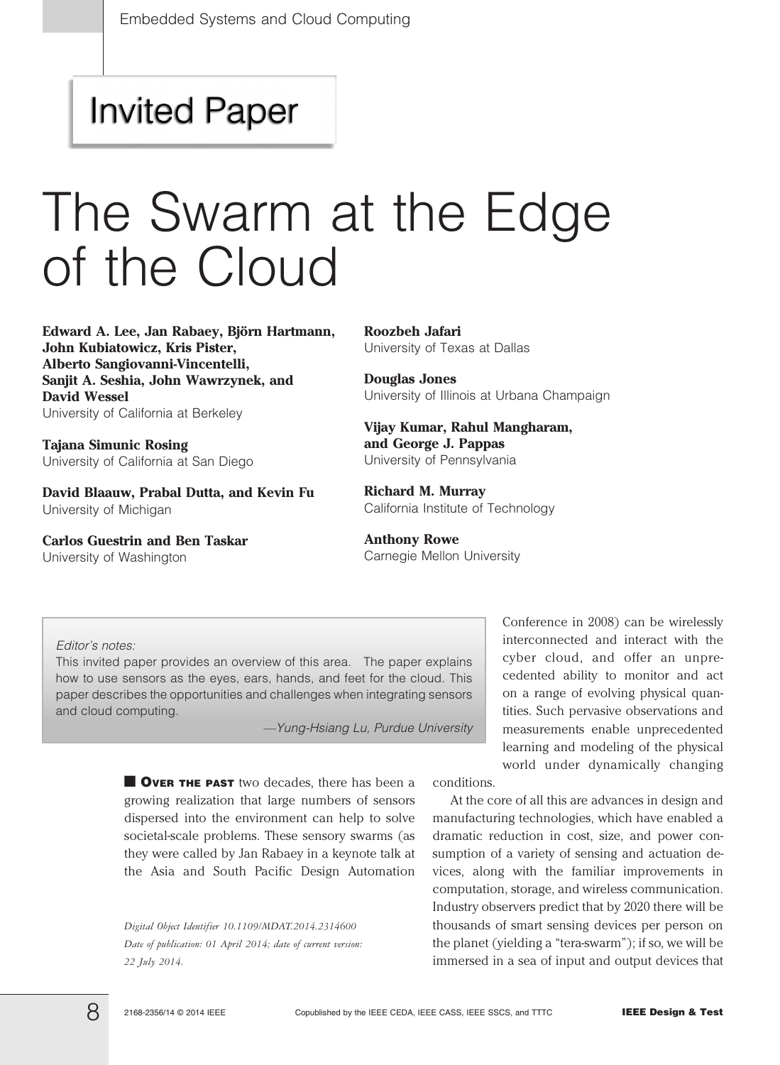Invited Paper

# The Swarm at the Edge of the Cloud

**Edward A. Lee, Jan Rabaey, Björn Hartmann, John Kubiatowicz, Kris Pister, Alberto Sangiovanni-Vincentelli, Sanjit A. Seshia, John Wawrzynek, and David Wessel**
University of California at Berkeley

**Tajana Simunic Rosing**
University of California at San Diego

**David Blaauw, Prabal Dutta, and Kevin Fu**
University of Michigan

**Carlos Guestrin and Ben Taskar**
University of Washington

**Roozbeh Jafari**
University of Texas at Dallas

**Douglas Jones**
University of Illinois at Urbana Champaign

**Vijay Kumar, Rahul Mangharam, and George J. Pappas**
University of Pennsylvania

**Richard M. Murray**
California Institute of Technology

**Anthony Rowe**
Carnegie Mellon University

*Editor's notes:*

This invited paper provides an overview of this area. The paper explains how to use sensors as the eyes, ears, hands, and feet for the cloud. This paper describes the opportunities and challenges when integrating sensors and cloud computing.

—*Yung-Hsiang Lu, Purdue University*

**OVER THE PAST** two decades, there has been a growing realization that large numbers of sensors dispersed into the environment can help to solve societal-scale problems. These sensory swarms (as they were called by Jan Rabaey in a keynote talk at the Asia and South Pacific Design Automation Conference in 2008) can be wirelessly interconnected and interact with the cyber cloud, and offer an unprecedented ability to monitor and act on a range of evolving physical quantities. Such pervasive observations and measurements enable unprecedented learning and modeling of the physical world under dynamically changing conditions.

At the core of all this are advances in design and manufacturing technologies, which have enabled a dramatic reduction in cost, size, and power consumption of a variety of sensing and actuation devices, along with the familiar improvements in computation, storage, and wireless communication. Industry observers predict that by 2020 there will be thousands of smart sensing devices per person on the planet (yielding a "tera-swarm"); if so, we will be immersed in a sea of input and output devices that

*Digital Object Identifier 10.1109/MDAT.2014.2314600*
*Date of publication: 01 April 2014; date of current version: 22 July 2014.*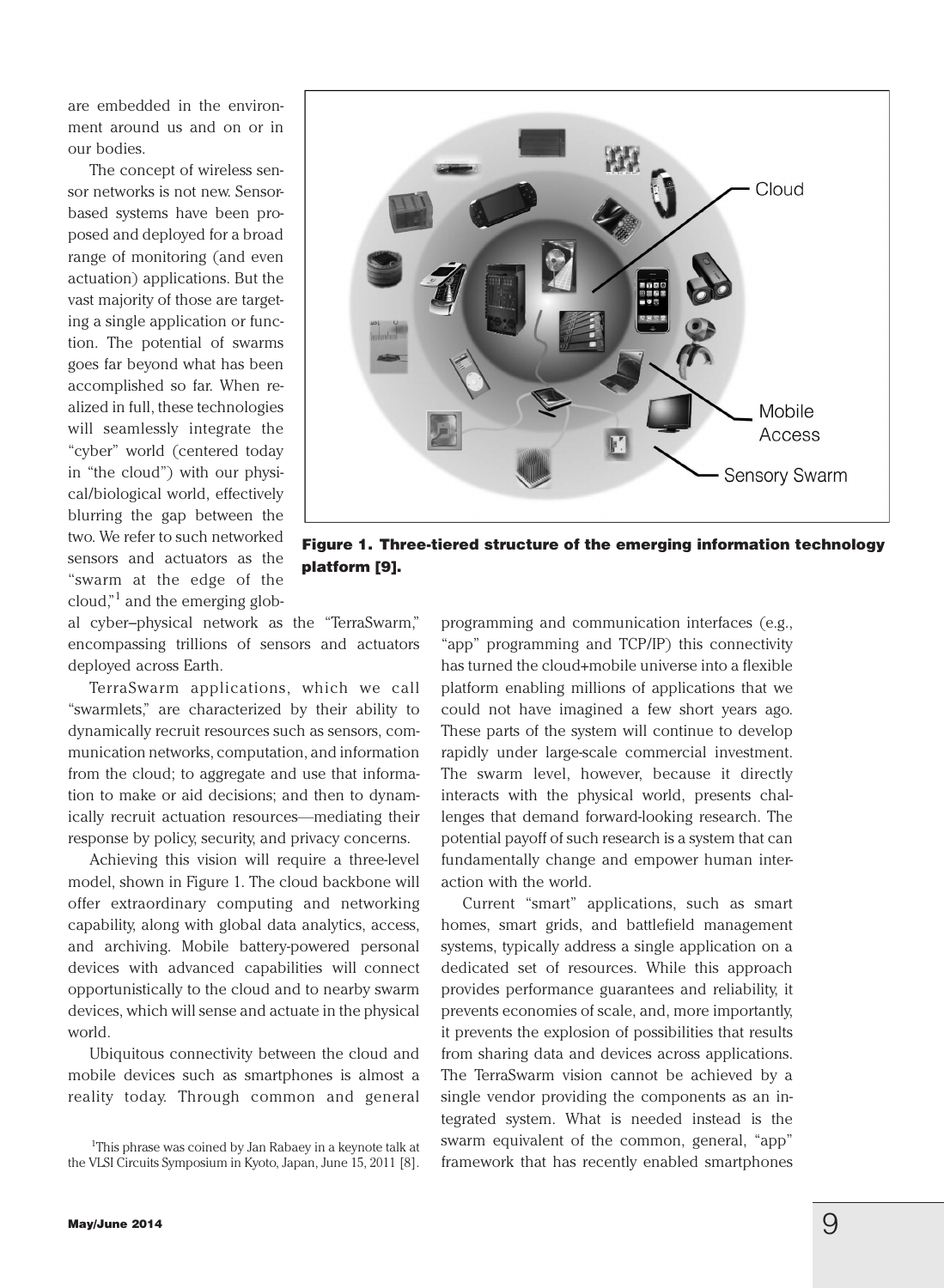are embedded in the environment around us and on or in our bodies.

The concept of wireless sensor networks is not new. Sensor-based systems have been proposed and deployed for a broad range of monitoring (and even actuation) applications. But the vast majority of those are targeting a single application or function. The potential of swarms goes far beyond what has been accomplished so far. When realized in full, these technologies will seamlessly integrate the "cyber" world (centered today in "the cloud") with our physical/biological world, effectively blurring the gap between the two. We refer to such networked sensors and actuators as the "swarm at the edge of the cloud,"[1] and the emerging global cyber–physical network as the "TerraSwarm," encompassing trillions of sensors and actuators deployed across Earth.

**Figure 1. Three-tiered structure of the emerging information technology platform [9].**

TerraSwarm applications, which we call "swarmlets," are characterized by their ability to dynamically recruit resources such as sensors, communication networks, computation, and information from the cloud; to aggregate and use that information to make or aid decisions; and then to dynamically recruit actuation resources—mediating their response by policy, security, and privacy concerns.

Achieving this vision will require a three-level model, shown in Figure 1. The cloud backbone will offer extraordinary computing and networking capability, along with global data analytics, access, and archiving. Mobile battery-powered personal devices with advanced capabilities will connect opportunistically to the cloud and to nearby swarm devices, which will sense and actuate in the physical world.

Ubiquitous connectivity between the cloud and mobile devices such as smartphones is almost a reality today. Through common and general programming and communication interfaces (e.g., "app" programming and TCP/IP) this connectivity has turned the cloud+mobile universe into a flexible platform enabling millions of applications that we could not have imagined a few short years ago. These parts of the system will continue to develop rapidly under large-scale commercial investment. The swarm level, however, because it directly interacts with the physical world, presents challenges that demand forward-looking research. The potential payoff of such research is a system that can fundamentally change and empower human interaction with the world.

Current "smart" applications, such as smart homes, smart grids, and battlefield management systems, typically address a single application on a dedicated set of resources. While this approach provides performance guarantees and reliability, it prevents economies of scale, and, more importantly, it prevents the explosion of possibilities that results from sharing data and devices across applications. The TerraSwarm vision cannot be achieved by a single vendor providing the components as an integrated system. What is needed instead is the swarm equivalent of the common, general, "app" framework that has recently enabled smartphones

[1] This phrase was coined by Jan Rabaey in a keynote talk at the VLSI Circuits Symposium in Kyoto, Japan, June 15, 2011 [8].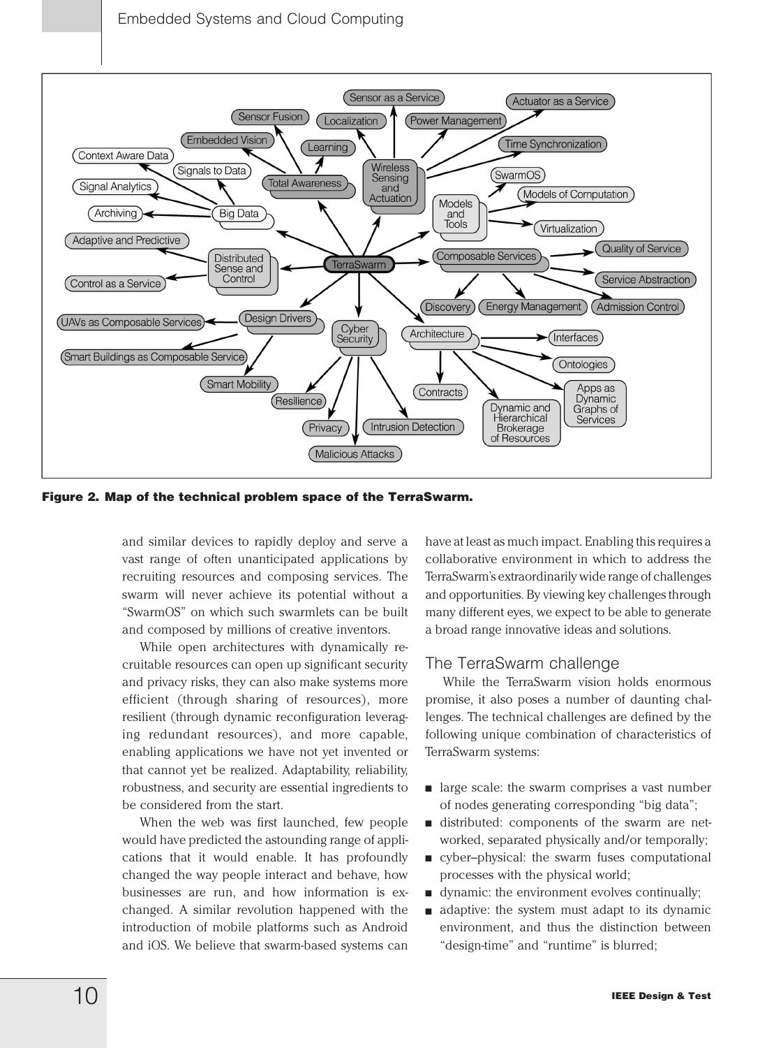Sensor as a Service
Actuator as a Service
Sensor Fusion
Localization
Power Management
Embedded Vision
Learning
Time Synchronization
Context Aware Data
Signals to Data
Wireless Sensing and Actuation
Total Awareness
SwarmOS
Signal Analytics
Models of Computation
Archiving
Big Data
Models and Tools
Virtualization
Adaptive and Predictive
Quality of Service
Distributed Sense and Control
TerraSwarm
Composable Services
Control as a Service
Service Abstraction
Discovery
Energy Management
Admission Control
UAVs as Composable Services
Design Drivers
Cyber Security
Architecture
Interfaces
Smart Buildings as Composable Service
Ontologies
Smart Mobility
Contracts
Apps as Dynamic Graphs of Services
Resilience
Dynamic and Hierarchical Brokerage of Resources
Privacy
Intrusion Detection
Malicious Attacks

**Figure 2. Map of the technical problem space of the TerraSwarm.**

and similar devices to rapidly deploy and serve a vast range of often unanticipated applications by recruiting resources and composing services. The swarm will never achieve its potential without a "SwarmOS" on which such swarmlets can be built and composed by millions of creative inventors.

While open architectures with dynamically recruitable resources can open up significant security and privacy risks, they can also make systems more efficient (through sharing of resources), more resilient (through dynamic reconfiguration leveraging redundant resources), and more capable, enabling applications we have not yet invented or that cannot yet be realized. Adaptability, reliability, robustness, and security are essential ingredients to be considered from the start.

When the web was first launched, few people would have predicted the astounding range of applications that it would enable. It has profoundly changed the way people interact and behave, how businesses are run, and how information is exchanged. A similar revolution happened with the introduction of mobile platforms such as Android and iOS. We believe that swarm-based systems can have at least as much impact. Enabling this requires a collaborative environment in which to address the TerraSwarm's extraordinarily wide range of challenges and opportunities. By viewing key challenges through many different eyes, we expect to be able to generate a broad range innovative ideas and solutions.

## The TerraSwarm challenge

While the TerraSwarm vision holds enormous promise, it also poses a number of daunting challenges. The technical challenges are defined by the following unique combination of characteristics of TerraSwarm systems:

- large scale: the swarm comprises a vast number of nodes generating corresponding "big data";
- distributed: components of the swarm are networked, separated physically and/or temporally;
- cyber–physical: the swarm fuses computational processes with the physical world;
- dynamic: the environment evolves continually;
- adaptive: the system must adapt to its dynamic environment, and thus the distinction between "design-time" and "runtime" is blurred;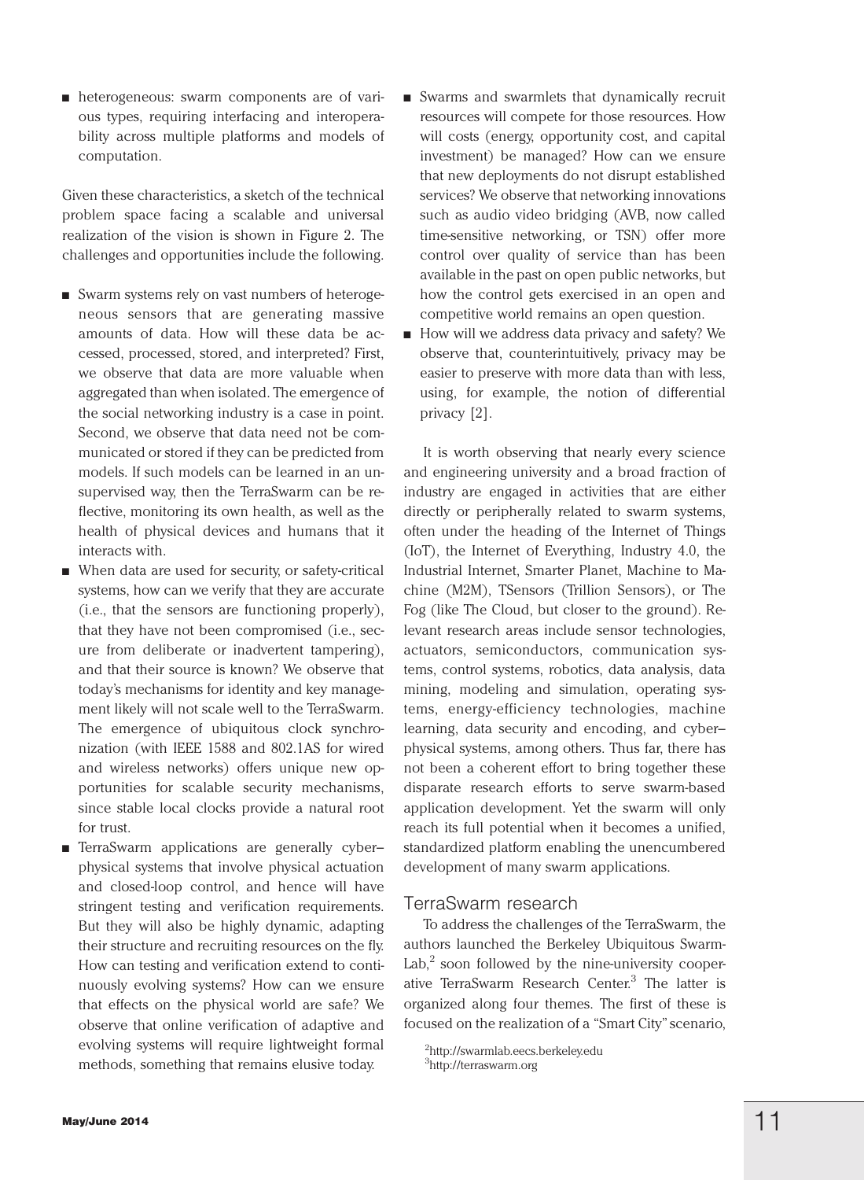- heterogeneous: swarm components are of various types, requiring interfacing and interoperability across multiple platforms and models of computation.

Given these characteristics, a sketch of the technical problem space facing a scalable and universal realization of the vision is shown in Figure 2. The challenges and opportunities include the following.

- Swarm systems rely on vast numbers of heterogeneous sensors that are generating massive amounts of data. How will these data be accessed, processed, stored, and interpreted? First, we observe that data are more valuable when aggregated than when isolated. The emergence of the social networking industry is a case in point. Second, we observe that data need not be communicated or stored if they can be predicted from models. If such models can be learned in an unsupervised way, then the TerraSwarm can be reflective, monitoring its own health, as well as the health of physical devices and humans that it interacts with.
- When data are used for security, or safety-critical systems, how can we verify that they are accurate (i.e., that the sensors are functioning properly), that they have not been compromised (i.e., secure from deliberate or inadvertent tampering), and that their source is known? We observe that today's mechanisms for identity and key management likely will not scale well to the TerraSwarm. The emergence of ubiquitous clock synchronization (with IEEE 1588 and 802.1AS for wired and wireless networks) offers unique new opportunities for scalable security mechanisms, since stable local clocks provide a natural root for trust.
- TerraSwarm applications are generally cyber–physical systems that involve physical actuation and closed-loop control, and hence will have stringent testing and verification requirements. But they will also be highly dynamic, adapting their structure and recruiting resources on the fly. How can testing and verification extend to continuously evolving systems? How can we ensure that effects on the physical world are safe? We observe that online verification of adaptive and evolving systems will require lightweight formal methods, something that remains elusive today.
- Swarms and swarmlets that dynamically recruit resources will compete for those resources. How will costs (energy, opportunity cost, and capital investment) be managed? How can we ensure that new deployments do not disrupt established services? We observe that networking innovations such as audio video bridging (AVB, now called time-sensitive networking, or TSN) offer more control over quality of service than has been available in the past on open public networks, but how the control gets exercised in an open and competitive world remains an open question.
- How will we address data privacy and safety? We observe that, counterintuitively, privacy may be easier to preserve with more data than with less, using, for example, the notion of differential privacy [2].

It is worth observing that nearly every science and engineering university and a broad fraction of industry are engaged in activities that are either directly or peripherally related to swarm systems, often under the heading of the Internet of Things (IoT), the Internet of Everything, Industry 4.0, the Industrial Internet, Smarter Planet, Machine to Machine (M2M), TSensors (Trillion Sensors), or The Fog (like The Cloud, but closer to the ground). Relevant research areas include sensor technologies, actuators, semiconductors, communication systems, control systems, robotics, data analysis, data mining, modeling and simulation, operating systems, energy-efficiency technologies, machine learning, data security and encoding, and cyber–physical systems, among others. Thus far, there has not been a coherent effort to bring together these disparate research efforts to serve swarm-based application development. Yet the swarm will only reach its full potential when it becomes a unified, standardized platform enabling the unencumbered development of many swarm applications.

## TerraSwarm research

To address the challenges of the TerraSwarm, the authors launched the Berkeley Ubiquitous SwarmLab,[2] soon followed by the nine-university cooperative TerraSwarm Research Center.[3] The latter is organized along four themes. The first of these is focused on the realization of a "Smart City" scenario,

[2] http://swarmlab.eecs.berkeley.edu
[3] http://terraswarm.org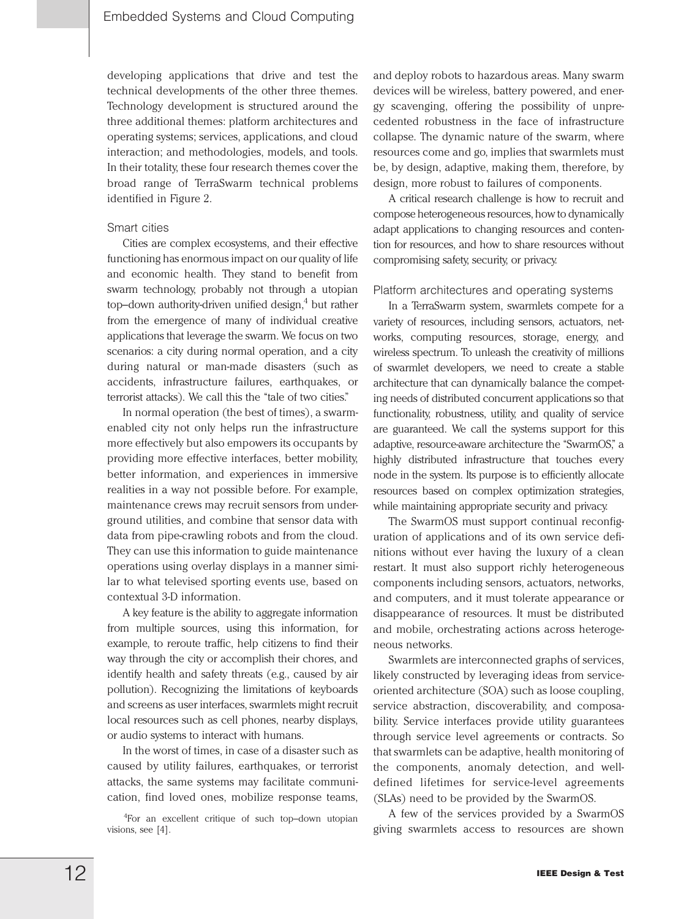developing applications that drive and test the technical developments of the other three themes. Technology development is structured around the three additional themes: platform architectures and operating systems; services, applications, and cloud interaction; and methodologies, models, and tools. In their totality, these four research themes cover the broad range of TerraSwarm technical problems identified in Figure 2.

### Smart cities

Cities are complex ecosystems, and their effective functioning has enormous impact on our quality of life and economic health. They stand to benefit from swarm technology, probably not through a utopian top–down authority-driven unified design,[4] but rather from the emergence of many of individual creative applications that leverage the swarm. We focus on two scenarios: a city during normal operation, and a city during natural or man-made disasters (such as accidents, infrastructure failures, earthquakes, or terrorist attacks). We call this the "tale of two cities."

In normal operation (the best of times), a swarm-enabled city not only helps run the infrastructure more effectively but also empowers its occupants by providing more effective interfaces, better mobility, better information, and experiences in immersive realities in a way not possible before. For example, maintenance crews may recruit sensors from underground utilities, and combine that sensor data with data from pipe-crawling robots and from the cloud. They can use this information to guide maintenance operations using overlay displays in a manner similar to what televised sporting events use, based on contextual 3-D information.

A key feature is the ability to aggregate information from multiple sources, using this information, for example, to reroute traffic, help citizens to find their way through the city or accomplish their chores, and identify health and safety threats (e.g., caused by air pollution). Recognizing the limitations of keyboards and screens as user interfaces, swarmlets might recruit local resources such as cell phones, nearby displays, or audio systems to interact with humans.

In the worst of times, in case of a disaster such as caused by utility failures, earthquakes, or terrorist attacks, the same systems may facilitate communication, find loved ones, mobilize response teams, and deploy robots to hazardous areas. Many swarm devices will be wireless, battery powered, and energy scavenging, offering the possibility of unprecedented robustness in the face of infrastructure collapse. The dynamic nature of the swarm, where resources come and go, implies that swarmlets must be, by design, adaptive, making them, therefore, by design, more robust to failures of components.

A critical research challenge is how to recruit and compose heterogeneous resources, how to dynamically adapt applications to changing resources and contention for resources, and how to share resources without compromising safety, security, or privacy.

[4] For an excellent critique of such top–down utopian visions, see [4].

### Platform architectures and operating systems

In a TerraSwarm system, swarmlets compete for a variety of resources, including sensors, actuators, networks, computing resources, storage, energy, and wireless spectrum. To unleash the creativity of millions of swarmlet developers, we need to create a stable architecture that can dynamically balance the competing needs of distributed concurrent applications so that functionality, robustness, utility, and quality of service are guaranteed. We call the systems support for this adaptive, resource-aware architecture the "SwarmOS," a highly distributed infrastructure that touches every node in the system. Its purpose is to efficiently allocate resources based on complex optimization strategies, while maintaining appropriate security and privacy.

The SwarmOS must support continual reconfiguration of applications and of its own service definitions without ever having the luxury of a clean restart. It must also support richly heterogeneous components including sensors, actuators, networks, and computers, and it must tolerate appearance or disappearance of resources. It must be distributed and mobile, orchestrating actions across heterogeneous networks.

Swarmlets are interconnected graphs of services, likely constructed by leveraging ideas from service-oriented architecture (SOA) such as loose coupling, service abstraction, discoverability, and composability. Service interfaces provide utility guarantees through service level agreements or contracts. So that swarmlets can be adaptive, health monitoring of the components, anomaly detection, and well-defined lifetimes for service-level agreements (SLAs) need to be provided by the SwarmOS.

A few of the services provided by a SwarmOS giving swarmlets access to resources are shown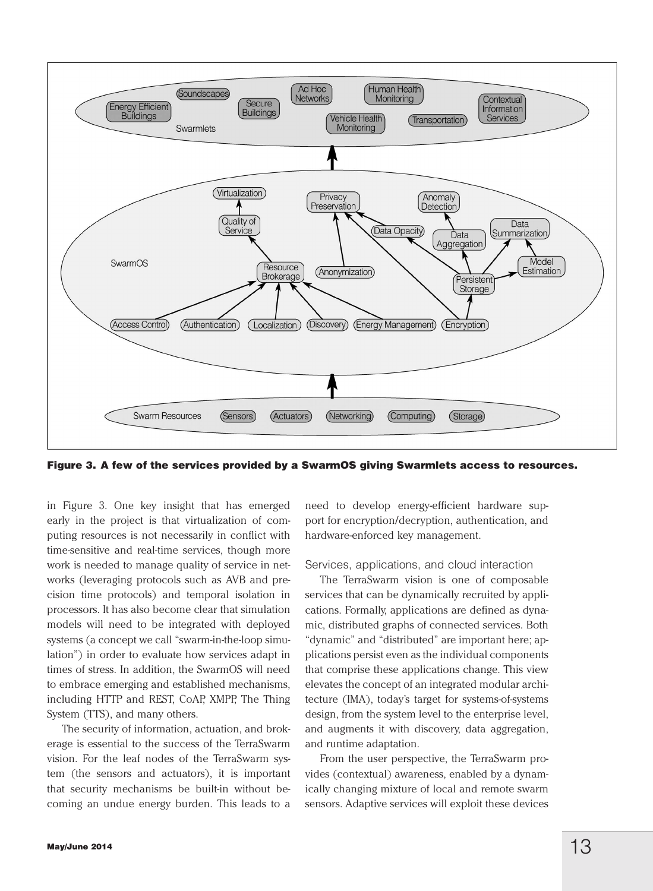Figure 3. A few of the services provided by a SwarmOS giving Swarmlets access to resources.

in Figure 3. One key insight that has emerged early in the project is that virtualization of computing resources is not necessarily in conflict with time-sensitive and real-time services, though more work is needed to manage quality of service in networks (leveraging protocols such as AVB and precision time protocols) and temporal isolation in processors. It has also become clear that simulation models will need to be integrated with deployed systems (a concept we call "swarm-in-the-loop simulation") in order to evaluate how services adapt in times of stress. In addition, the SwarmOS will need to embrace emerging and established mechanisms, including HTTP and REST, CoAP, XMPP, The Thing System (TTS), and many others.

The security of information, actuation, and brokerage is essential to the success of the TerraSwarm vision. For the leaf nodes of the TerraSwarm system (the sensors and actuators), it is important that security mechanisms be built-in without becoming an undue energy burden. This leads to a need to develop energy-efficient hardware support for encryption/decryption, authentication, and hardware-enforced key management.

## Services, applications, and cloud interaction

The TerraSwarm vision is one of composable services that can be dynamically recruited by applications. Formally, applications are defined as dynamic, distributed graphs of connected services. Both "dynamic" and "distributed" are important here; applications persist even as the individual components that comprise these applications change. This view elevates the concept of an integrated modular architecture (IMA), today's target for systems-of-systems design, from the system level to the enterprise level, and augments it with discovery, data aggregation, and runtime adaptation.

From the user perspective, the TerraSwarm provides (contextual) awareness, enabled by a dynamically changing mixture of local and remote swarm sensors. Adaptive services will exploit these devices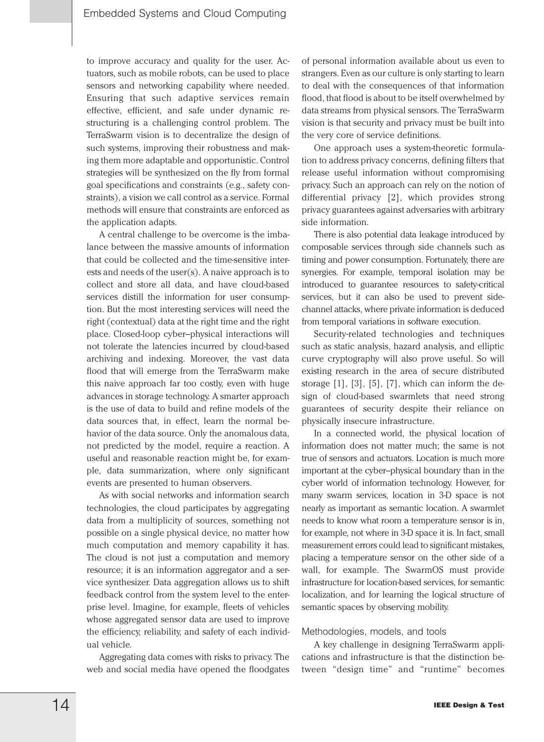to improve accuracy and quality for the user. Actuators, such as mobile robots, can be used to place sensors and networking capability where needed. Ensuring that such adaptive services remain effective, efficient, and safe under dynamic restructuring is a challenging control problem. The TerraSwarm vision is to decentralize the design of such systems, improving their robustness and making them more adaptable and opportunistic. Control strategies will be synthesized on the fly from formal goal specifications and constraints (e.g., safety constraints), a vision we call control as a service. Formal methods will ensure that constraints are enforced as the application adapts.

A central challenge to be overcome is the imbalance between the massive amounts of information that could be collected and the time-sensitive interests and needs of the user(s). A naive approach is to collect and store all data, and have cloud-based services distill the information for user consumption. But the most interesting services will need the right (contextual) data at the right time and the right place. Closed-loop cyber–physical interactions will not tolerate the latencies incurred by cloud-based archiving and indexing. Moreover, the vast data flood that will emerge from the TerraSwarm make this naive approach far too costly, even with huge advances in storage technology. A smarter approach is the use of data to build and refine models of the data sources that, in effect, learn the normal behavior of the data source. Only the anomalous data, not predicted by the model, require a reaction. A useful and reasonable reaction might be, for example, data summarization, where only significant events are presented to human observers.

As with social networks and information search technologies, the cloud participates by aggregating data from a multiplicity of sources, something not possible on a single physical device, no matter how much computation and memory capability it has. The cloud is not just a computation and memory resource; it is an information aggregator and a service synthesizer. Data aggregation allows us to shift feedback control from the system level to the enterprise level. Imagine, for example, fleets of vehicles whose aggregated sensor data are used to improve the efficiency, reliability, and safety of each individual vehicle.

Aggregating data comes with risks to privacy. The web and social media have opened the floodgates of personal information available about us even to strangers. Even as our culture is only starting to learn to deal with the consequences of that information flood, that flood is about to be itself overwhelmed by data streams from physical sensors. The TerraSwarm vision is that security and privacy must be built into the very core of service definitions.

One approach uses a system-theoretic formulation to address privacy concerns, defining filters that release useful information without compromising privacy. Such an approach can rely on the notion of differential privacy [2], which provides strong privacy guarantees against adversaries with arbitrary side information.

There is also potential data leakage introduced by composable services through side channels such as timing and power consumption. Fortunately, there are synergies. For example, temporal isolation may be introduced to guarantee resources to safety-critical services, but it can also be used to prevent side-channel attacks, where private information is deduced from temporal variations in software execution.

Security-related technologies and techniques such as static analysis, hazard analysis, and elliptic curve cryptography will also prove useful. So will existing research in the area of secure distributed storage [1], [3], [5], [7], which can inform the design of cloud-based swarmlets that need strong guarantees of security despite their reliance on physically insecure infrastructure.

In a connected world, the physical location of information does not matter much; the same is not true of sensors and actuators. Location is much more important at the cyber–physical boundary than in the cyber world of information technology. However, for many swarm services, location in 3-D space is not nearly as important as semantic location. A swarmlet needs to know what room a temperature sensor is in, for example, not where in 3-D space it is. In fact, small measurement errors could lead to significant mistakes, placing a temperature sensor on the other side of a wall, for example. The SwarmOS must provide infrastructure for location-based services, for semantic localization, and for learning the logical structure of semantic spaces by observing mobility.

## Methodologies, models, and tools

A key challenge in designing TerraSwarm applications and infrastructure is that the distinction between "design time" and "runtime" becomes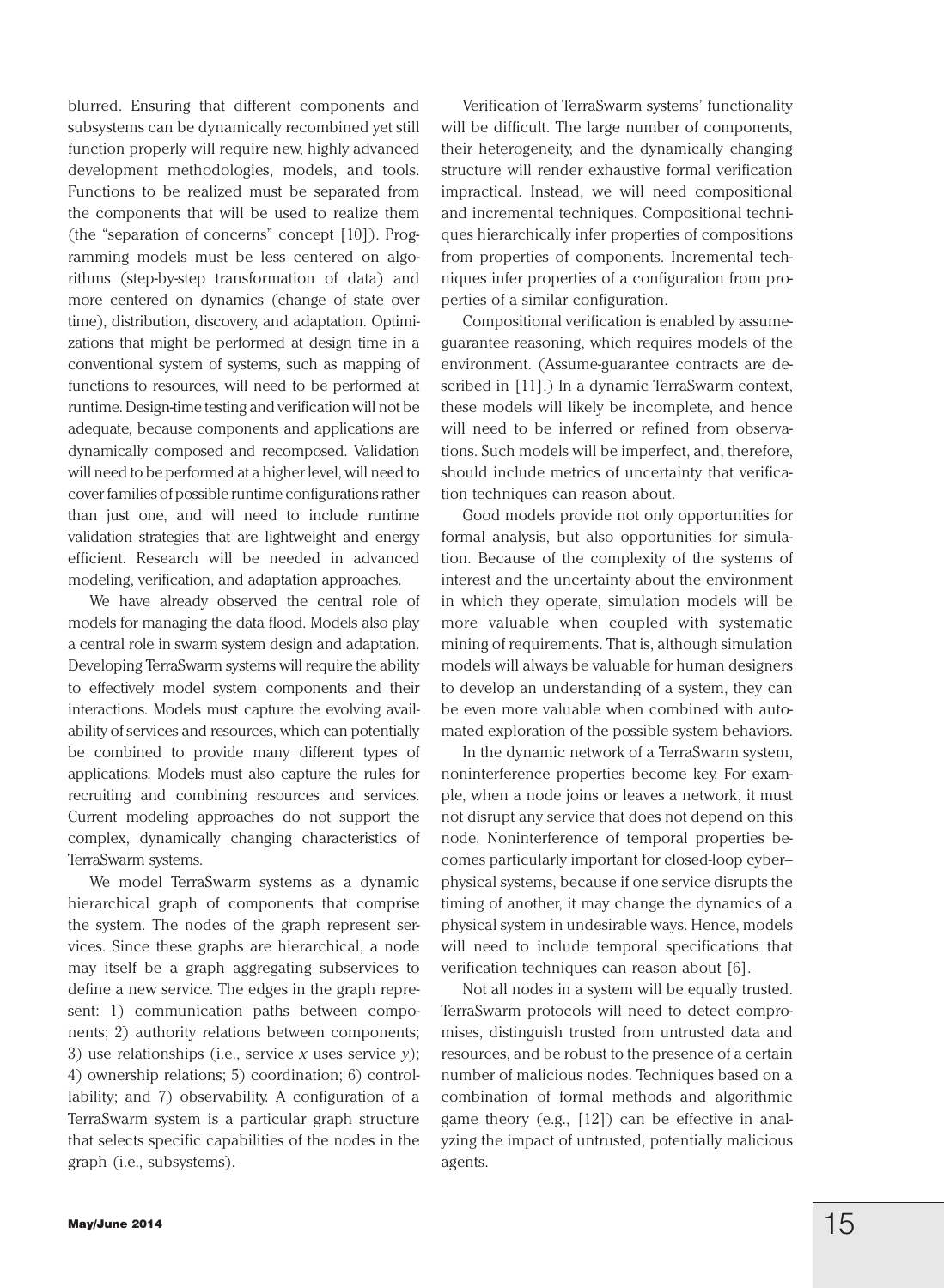blurred. Ensuring that different components and subsystems can be dynamically recombined yet still function properly will require new, highly advanced development methodologies, models, and tools. Functions to be realized must be separated from the components that will be used to realize them (the "separation of concerns" concept [10]). Programming models must be less centered on algorithms (step-by-step transformation of data) and more centered on dynamics (change of state over time), distribution, discovery, and adaptation. Optimizations that might be performed at design time in a conventional system of systems, such as mapping of functions to resources, will need to be performed at runtime. Design-time testing and verification will not be adequate, because components and applications are dynamically composed and recomposed. Validation will need to be performed at a higher level, will need to cover families of possible runtime configurations rather than just one, and will need to include runtime validation strategies that are lightweight and energy efficient. Research will be needed in advanced modeling, verification, and adaptation approaches.

We have already observed the central role of models for managing the data flood. Models also play a central role in swarm system design and adaptation. Developing TerraSwarm systems will require the ability to effectively model system components and their interactions. Models must capture the evolving availability of services and resources, which can potentially be combined to provide many different types of applications. Models must also capture the rules for recruiting and combining resources and services. Current modeling approaches do not support the complex, dynamically changing characteristics of TerraSwarm systems.

We model TerraSwarm systems as a dynamic hierarchical graph of components that comprise the system. The nodes of the graph represent services. Since these graphs are hierarchical, a node may itself be a graph aggregating subservices to define a new service. The edges in the graph represent: 1) communication paths between components; 2) authority relations between components; 3) use relationships (i.e., service $x$ uses service $y$); 4) ownership relations; 5) coordination; 6) controllability; and 7) observability. A configuration of a TerraSwarm system is a particular graph structure that selects specific capabilities of the nodes in the graph (i.e., subsystems).

Verification of TerraSwarm systems' functionality will be difficult. The large number of components, their heterogeneity, and the dynamically changing structure will render exhaustive formal verification impractical. Instead, we will need compositional and incremental techniques. Compositional techniques hierarchically infer properties of compositions from properties of components. Incremental techniques infer properties of a configuration from properties of a similar configuration.

Compositional verification is enabled by assume-guarantee reasoning, which requires models of the environment. (Assume-guarantee contracts are described in [11].) In a dynamic TerraSwarm context, these models will likely be incomplete, and hence will need to be inferred or refined from observations. Such models will be imperfect, and, therefore, should include metrics of uncertainty that verification techniques can reason about.

Good models provide not only opportunities for formal analysis, but also opportunities for simulation. Because of the complexity of the systems of interest and the uncertainty about the environment in which they operate, simulation models will be more valuable when coupled with systematic mining of requirements. That is, although simulation models will always be valuable for human designers to develop an understanding of a system, they can be even more valuable when combined with automated exploration of the possible system behaviors.

In the dynamic network of a TerraSwarm system, noninterference properties become key. For example, when a node joins or leaves a network, it must not disrupt any service that does not depend on this node. Noninterference of temporal properties becomes particularly important for closed-loop cyber–physical systems, because if one service disrupts the timing of another, it may change the dynamics of a physical system in undesirable ways. Hence, models will need to include temporal specifications that verification techniques can reason about [6].

Not all nodes in a system will be equally trusted. TerraSwarm protocols will need to detect compromises, distinguish trusted from untrusted data and resources, and be robust to the presence of a certain number of malicious nodes. Techniques based on a combination of formal methods and algorithmic game theory (e.g., [12]) can be effective in analyzing the impact of untrusted, potentially malicious agents.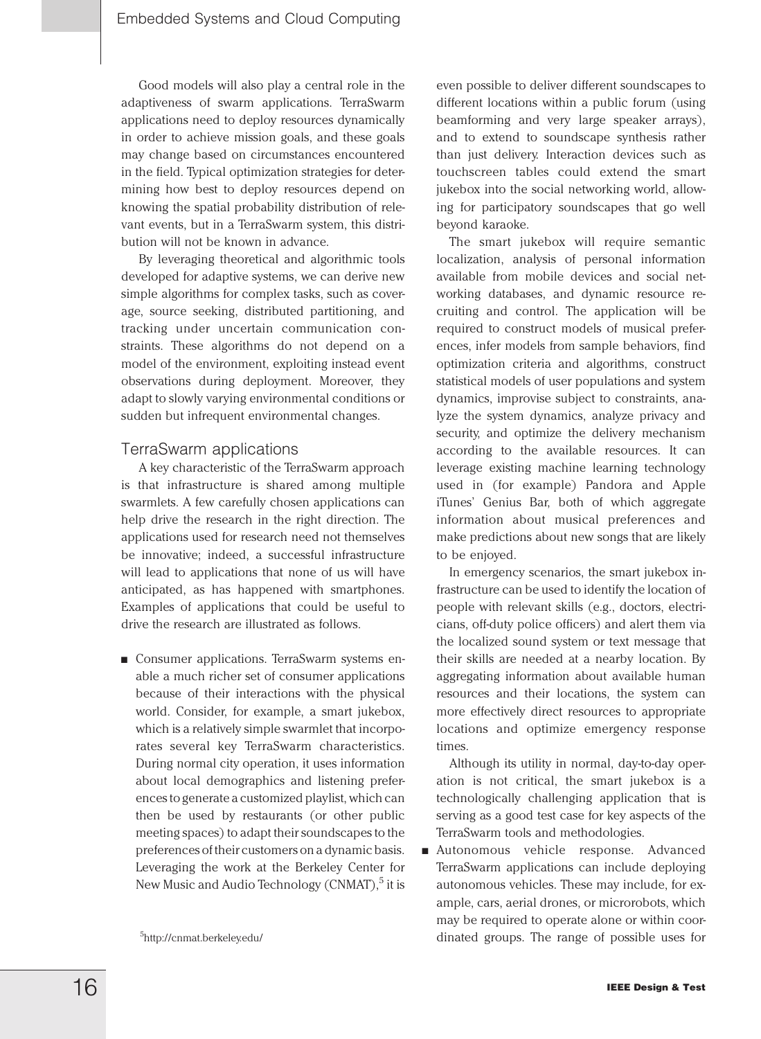Good models will also play a central role in the adaptiveness of swarm applications. TerraSwarm applications need to deploy resources dynamically in order to achieve mission goals, and these goals may change based on circumstances encountered in the field. Typical optimization strategies for determining how best to deploy resources depend on knowing the spatial probability distribution of relevant events, but in a TerraSwarm system, this distribution will not be known in advance.

By leveraging theoretical and algorithmic tools developed for adaptive systems, we can derive new simple algorithms for complex tasks, such as coverage, source seeking, distributed partitioning, and tracking under uncertain communication constraints. These algorithms do not depend on a model of the environment, exploiting instead event observations during deployment. Moreover, they adapt to slowly varying environmental conditions or sudden but infrequent environmental changes.

## TerraSwarm applications

A key characteristic of the TerraSwarm approach is that infrastructure is shared among multiple swarmlets. A few carefully chosen applications can help drive the research in the right direction. The applications used for research need not themselves be innovative; indeed, a successful infrastructure will lead to applications that none of us will have anticipated, as has happened with smartphones. Examples of applications that could be useful to drive the research are illustrated as follows.

- Consumer applications. TerraSwarm systems enable a much richer set of consumer applications because of their interactions with the physical world. Consider, for example, a smart jukebox, which is a relatively simple swarmlet that incorporates several key TerraSwarm characteristics. During normal city operation, it uses information about local demographics and listening preferences to generate a customized playlist, which can then be used by restaurants (or other public meeting spaces) to adapt their soundscapes to the preferences of their customers on a dynamic basis. Leveraging the work at the Berkeley Center for New Music and Audio Technology (CNMAT),[5] it is even possible to deliver different soundscapes to different locations within a public forum (using beamforming and very large speaker arrays), and to extend to soundscape synthesis rather than just delivery. Interaction devices such as touchscreen tables could extend the smart jukebox into the social networking world, allowing for participatory soundscapes that go well beyond karaoke.

  The smart jukebox will require semantic localization, analysis of personal information available from mobile devices and social networking databases, and dynamic resource recruiting and control. The application will be required to construct models of musical preferences, infer models from sample behaviors, find optimization criteria and algorithms, construct statistical models of user populations and system dynamics, improvise subject to constraints, analyze the system dynamics, analyze privacy and security, and optimize the delivery mechanism according to the available resources. It can leverage existing machine learning technology used in (for example) Pandora and Apple iTunes' Genius Bar, both of which aggregate information about musical preferences and make predictions about new songs that are likely to be enjoyed.

  In emergency scenarios, the smart jukebox infrastructure can be used to identify the location of people with relevant skills (e.g., doctors, electricians, off-duty police officers) and alert them via the localized sound system or text message that their skills are needed at a nearby location. By aggregating information about available human resources and their locations, the system can more effectively direct resources to appropriate locations and optimize emergency response times.

  Although its utility in normal, day-to-day operation is not critical, the smart jukebox is a technologically challenging application that is serving as a good test case for key aspects of the TerraSwarm tools and methodologies.
- Autonomous vehicle response. Advanced TerraSwarm applications can include deploying autonomous vehicles. These may include, for example, cars, aerial drones, or microrobots, which may be required to operate alone or within coordinated groups. The range of possible uses for

[5] http://cnmat.berkeley.edu/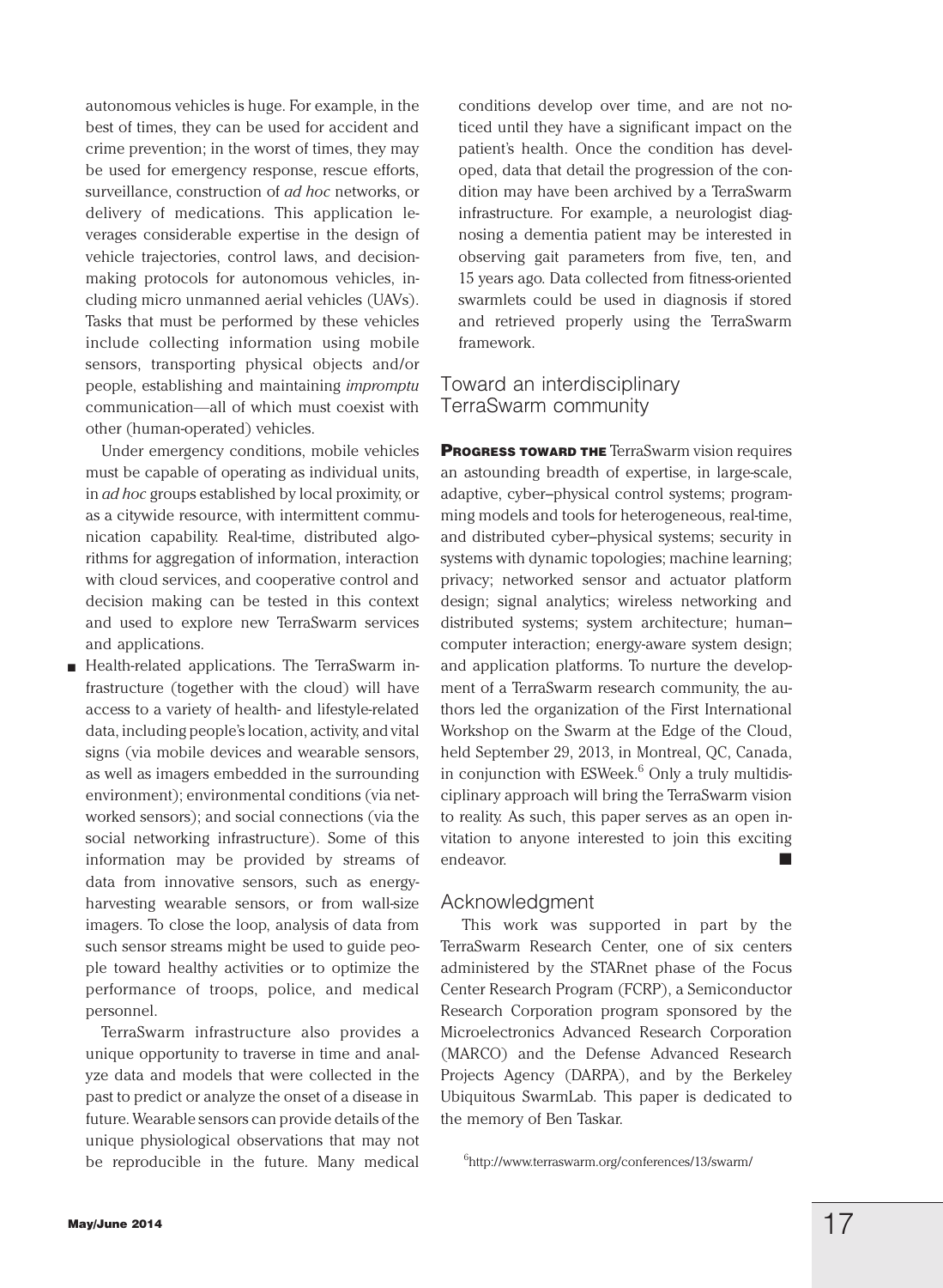autonomous vehicles is huge. For example, in the best of times, they can be used for accident and crime prevention; in the worst of times, they may be used for emergency response, rescue efforts, surveillance, construction of *ad hoc* networks, or delivery of medications. This application leverages considerable expertise in the design of vehicle trajectories, control laws, and decision-making protocols for autonomous vehicles, including micro unmanned aerial vehicles (UAVs). Tasks that must be performed by these vehicles include collecting information using mobile sensors, transporting physical objects and/or people, establishing and maintaining *impromptu* communication—all of which must coexist with other (human-operated) vehicles.

Under emergency conditions, mobile vehicles must be capable of operating as individual units, in *ad hoc* groups established by local proximity, or as a citywide resource, with intermittent communication capability. Real-time, distributed algorithms for aggregation of information, interaction with cloud services, and cooperative control and decision making can be tested in this context and used to explore new TerraSwarm services and applications.

- Health-related applications. The TerraSwarm infrastructure (together with the cloud) will have access to a variety of health- and lifestyle-related data, including people's location, activity, and vital signs (via mobile devices and wearable sensors, as well as imagers embedded in the surrounding environment); environmental conditions (via networked sensors); and social connections (via the social networking infrastructure). Some of this information may be provided by streams of data from innovative sensors, such as energy-harvesting wearable sensors, or from wall-size imagers. To close the loop, analysis of data from such sensor streams might be used to guide people toward healthy activities or to optimize the performance of troops, police, and medical personnel.

  TerraSwarm infrastructure also provides a unique opportunity to traverse in time and analyze data and models that were collected in the past to predict or analyze the onset of a disease in future. Wearable sensors can provide details of the unique physiological observations that may not be reproducible in the future. Many medical conditions develop over time, and are not noticed until they have a significant impact on the patient's health. Once the condition has developed, data that detail the progression of the condition may have been archived by a TerraSwarm infrastructure. For example, a neurologist diagnosing a dementia patient may be interested in observing gait parameters from five, ten, and 15 years ago. Data collected from fitness-oriented swarmlets could be used in diagnosis if stored and retrieved properly using the TerraSwarm framework.

## Toward an interdisciplinary TerraSwarm community

**PROGRESS TOWARD THE** TerraSwarm vision requires an astounding breadth of expertise, in large-scale, adaptive, cyber–physical control systems; programming models and tools for heterogeneous, real-time, and distributed cyber–physical systems; security in systems with dynamic topologies; machine learning; privacy; networked sensor and actuator platform design; signal analytics; wireless networking and distributed systems; system architecture; human–computer interaction; energy-aware system design; and application platforms. To nurture the development of a TerraSwarm research community, the authors led the organization of the First International Workshop on the Swarm at the Edge of the Cloud, held September 29, 2013, in Montreal, QC, Canada, in conjunction with ESWeek.[6] Only a truly multidisciplinary approach will bring the TerraSwarm vision to reality. As such, this paper serves as an open invitation to anyone interested to join this exciting endeavor. ■

## Acknowledgment

This work was supported in part by the TerraSwarm Research Center, one of six centers administered by the STARnet phase of the Focus Center Research Program (FCRP), a Semiconductor Research Corporation program sponsored by the Microelectronics Advanced Research Corporation (MARCO) and the Defense Advanced Research Projects Agency (DARPA), and by the Berkeley Ubiquitous SwarmLab. This paper is dedicated to the memory of Ben Taskar.

[6] http://www.terraswarm.org/conferences/13/swarm/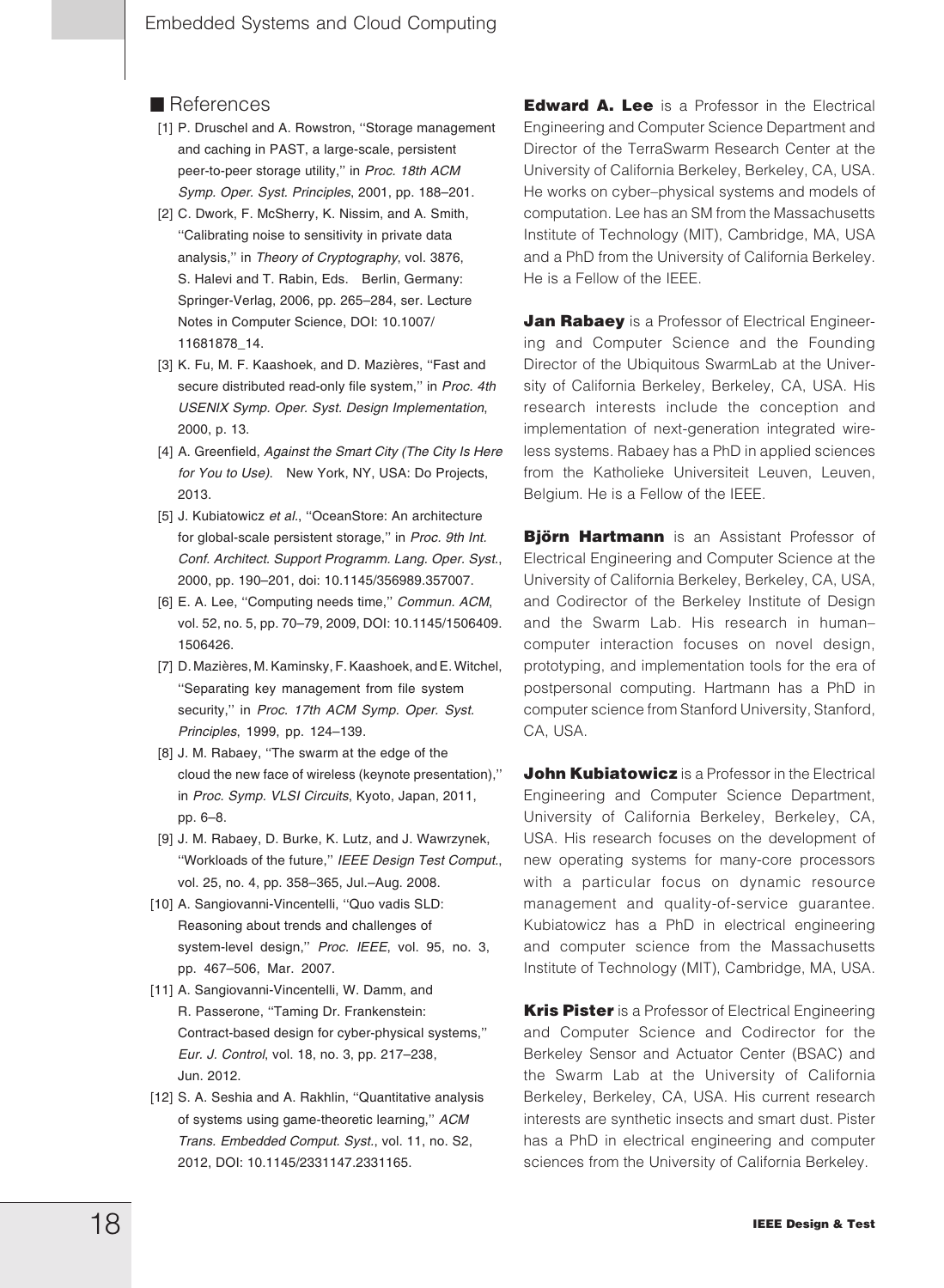## References

[1] P. Druschel and A. Rowstron, ''Storage management and caching in PAST, a large-scale, persistent peer-to-peer storage utility,'' in *Proc. 18th ACM Symp. Oper. Syst. Principles*, 2001, pp. 188–201.

[2] C. Dwork, F. McSherry, K. Nissim, and A. Smith, ''Calibrating noise to sensitivity in private data analysis,'' in *Theory of Cryptography*, vol. 3876, S. Halevi and T. Rabin, Eds. Berlin, Germany: Springer-Verlag, 2006, pp. 265–284, ser. Lecture Notes in Computer Science, DOI: 10.1007/11681878_14.

[3] K. Fu, M. F. Kaashoek, and D. Mazières, ''Fast and secure distributed read-only file system,'' in *Proc. 4th USENIX Symp. Oper. Syst. Design Implementation*, 2000, p. 13.

[4] A. Greenfield, *Against the Smart City (The City Is Here for You to Use)*. New York, NY, USA: Do Projects, 2013.

[5] J. Kubiatowicz *et al.*, ''OceanStore: An architecture for global-scale persistent storage,'' in *Proc. 9th Int. Conf. Architect. Support Programm. Lang. Oper. Syst.*, 2000, pp. 190–201, doi: 10.1145/356989.357007.

[6] E. A. Lee, ''Computing needs time,'' *Commun. ACM*, vol. 52, no. 5, pp. 70–79, 2009, DOI: 10.1145/1506409.1506426.

[7] D. Mazières, M. Kaminsky, F. Kaashoek, and E. Witchel, ''Separating key management from file system security,'' in *Proc. 17th ACM Symp. Oper. Syst. Principles*, 1999, pp. 124–139.

[8] J. M. Rabaey, ''The swarm at the edge of the cloud the new face of wireless (keynote presentation),'' in *Proc. Symp. VLSI Circuits*, Kyoto, Japan, 2011, pp. 6–8.

[9] J. M. Rabaey, D. Burke, K. Lutz, and J. Wawrzynek, ''Workloads of the future,'' *IEEE Design Test Comput.*, vol. 25, no. 4, pp. 358–365, Jul.–Aug. 2008.

[10] A. Sangiovanni-Vincentelli, ''Quo vadis SLD: Reasoning about trends and challenges of system-level design,'' *Proc. IEEE*, vol. 95, no. 3, pp. 467–506, Mar. 2007.

[11] A. Sangiovanni-Vincentelli, W. Damm, and R. Passerone, ''Taming Dr. Frankenstein: Contract-based design for cyber-physical systems,'' *Eur. J. Control*, vol. 18, no. 3, pp. 217–238, Jun. 2012.

[12] S. A. Seshia and A. Rakhlin, ''Quantitative analysis of systems using game-theoretic learning,'' *ACM Trans. Embedded Comput. Syst.*, vol. 11, no. S2, 2012, DOI: 10.1145/2331147.2331165.

**Edward A. Lee** is a Professor in the Electrical Engineering and Computer Science Department and Director of the TerraSwarm Research Center at the University of California Berkeley, Berkeley, CA, USA. He works on cyber–physical systems and models of computation. Lee has an SM from the Massachusetts Institute of Technology (MIT), Cambridge, MA, USA and a PhD from the University of California Berkeley. He is a Fellow of the IEEE.

**Jan Rabaey** is a Professor of Electrical Engineering and Computer Science and the Founding Director of the Ubiquitous SwarmLab at the University of California Berkeley, Berkeley, CA, USA. His research interests include the conception and implementation of next-generation integrated wireless systems. Rabaey has a PhD in applied sciences from the Katholieke Universiteit Leuven, Leuven, Belgium. He is a Fellow of the IEEE.

**Björn Hartmann** is an Assistant Professor of Electrical Engineering and Computer Science at the University of California Berkeley, Berkeley, CA, USA, and Codirector of the Berkeley Institute of Design and the Swarm Lab. His research in human–computer interaction focuses on novel design, prototyping, and implementation tools for the era of postpersonal computing. Hartmann has a PhD in computer science from Stanford University, Stanford, CA, USA.

**John Kubiatowicz** is a Professor in the Electrical Engineering and Computer Science Department, University of California Berkeley, Berkeley, CA, USA. His research focuses on the development of new operating systems for many-core processors with a particular focus on dynamic resource management and quality-of-service guarantee. Kubiatowicz has a PhD in electrical engineering and computer science from the Massachusetts Institute of Technology (MIT), Cambridge, MA, USA.

**Kris Pister** is a Professor of Electrical Engineering and Computer Science and Codirector for the Berkeley Sensor and Actuator Center (BSAC) and the Swarm Lab at the University of California Berkeley, Berkeley, CA, USA. His current research interests are synthetic insects and smart dust. Pister has a PhD in electrical engineering and computer sciences from the University of California Berkeley.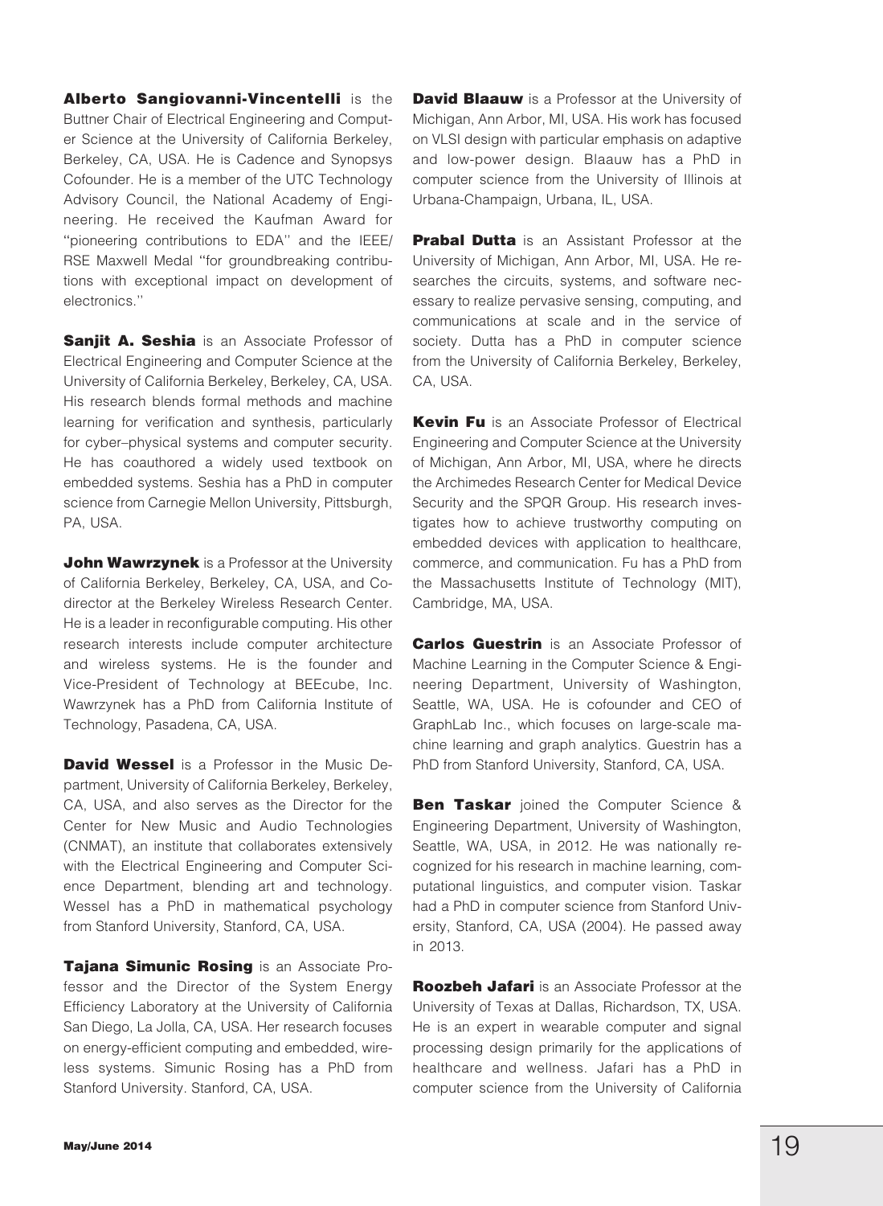**Alberto Sangiovanni-Vincentelli** is the Buttner Chair of Electrical Engineering and Computer Science at the University of California Berkeley, Berkeley, CA, USA. He is Cadence and Synopsys Cofounder. He is a member of the UTC Technology Advisory Council, the National Academy of Engineering. He received the Kaufman Award for "pioneering contributions to EDA" and the IEEE/RSE Maxwell Medal "for groundbreaking contributions with exceptional impact on development of electronics."

**Sanjit A. Seshia** is an Associate Professor of Electrical Engineering and Computer Science at the University of California Berkeley, Berkeley, CA, USA. His research blends formal methods and machine learning for verification and synthesis, particularly for cyber–physical systems and computer security. He has coauthored a widely used textbook on embedded systems. Seshia has a PhD in computer science from Carnegie Mellon University, Pittsburgh, PA, USA.

**John Wawrzynek** is a Professor at the University of California Berkeley, Berkeley, CA, USA, and Co-director at the Berkeley Wireless Research Center. He is a leader in reconfigurable computing. His other research interests include computer architecture and wireless systems. He is the founder and Vice-President of Technology at BEEcube, Inc. Wawrzynek has a PhD from California Institute of Technology, Pasadena, CA, USA.

**David Wessel** is a Professor in the Music Department, University of California Berkeley, Berkeley, CA, USA, and also serves as the Director for the Center for New Music and Audio Technologies (CNMAT), an institute that collaborates extensively with the Electrical Engineering and Computer Science Department, blending art and technology. Wessel has a PhD in mathematical psychology from Stanford University, Stanford, CA, USA.

**Tajana Simunic Rosing** is an Associate Professor and the Director of the System Energy Efficiency Laboratory at the University of California San Diego, La Jolla, CA, USA. Her research focuses on energy-efficient computing and embedded, wireless systems. Simunic Rosing has a PhD from Stanford University. Stanford, CA, USA.

**David Blaauw** is a Professor at the University of Michigan, Ann Arbor, MI, USA. His work has focused on VLSI design with particular emphasis on adaptive and low-power design. Blaauw has a PhD in computer science from the University of Illinois at Urbana-Champaign, Urbana, IL, USA.

**Prabal Dutta** is an Assistant Professor at the University of Michigan, Ann Arbor, MI, USA. He researches the circuits, systems, and software necessary to realize pervasive sensing, computing, and communications at scale and in the service of society. Dutta has a PhD in computer science from the University of California Berkeley, Berkeley, CA, USA.

**Kevin Fu** is an Associate Professor of Electrical Engineering and Computer Science at the University of Michigan, Ann Arbor, MI, USA, where he directs the Archimedes Research Center for Medical Device Security and the SPQR Group. His research investigates how to achieve trustworthy computing on embedded devices with application to healthcare, commerce, and communication. Fu has a PhD from the Massachusetts Institute of Technology (MIT), Cambridge, MA, USA.

**Carlos Guestrin** is an Associate Professor of Machine Learning in the Computer Science & Engineering Department, University of Washington, Seattle, WA, USA. He is cofounder and CEO of GraphLab Inc., which focuses on large-scale machine learning and graph analytics. Guestrin has a PhD from Stanford University, Stanford, CA, USA.

**Ben Taskar** joined the Computer Science & Engineering Department, University of Washington, Seattle, WA, USA, in 2012. He was nationally recognized for his research in machine learning, computational linguistics, and computer vision. Taskar had a PhD in computer science from Stanford University, Stanford, CA, USA (2004). He passed away in 2013.

**Roozbeh Jafari** is an Associate Professor at the University of Texas at Dallas, Richardson, TX, USA. He is an expert in wearable computer and signal processing design primarily for the applications of healthcare and wellness. Jafari has a PhD in computer science from the University of California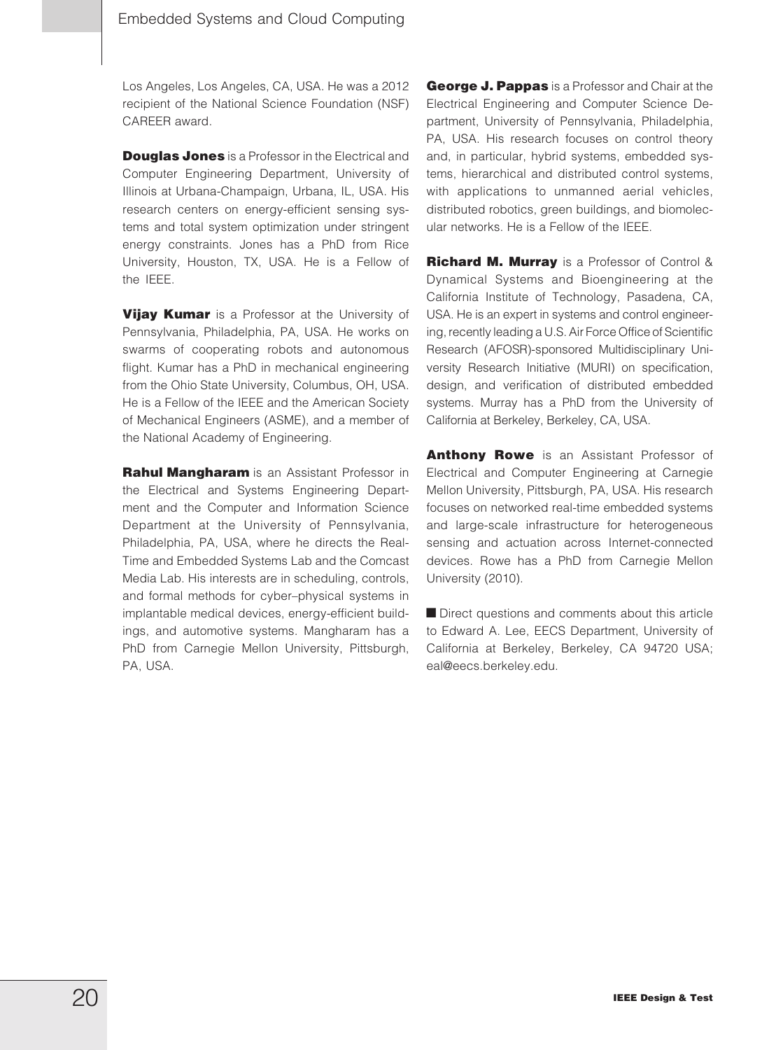Los Angeles, Los Angeles, CA, USA. He was a 2012 recipient of the National Science Foundation (NSF) CAREER award.

**Douglas Jones** is a Professor in the Electrical and Computer Engineering Department, University of Illinois at Urbana-Champaign, Urbana, IL, USA. His research centers on energy-efficient sensing systems and total system optimization under stringent energy constraints. Jones has a PhD from Rice University, Houston, TX, USA. He is a Fellow of the IEEE.

**Vijay Kumar** is a Professor at the University of Pennsylvania, Philadelphia, PA, USA. He works on swarms of cooperating robots and autonomous flight. Kumar has a PhD in mechanical engineering from the Ohio State University, Columbus, OH, USA. He is a Fellow of the IEEE and the American Society of Mechanical Engineers (ASME), and a member of the National Academy of Engineering.

**Rahul Mangharam** is an Assistant Professor in the Electrical and Systems Engineering Department and the Computer and Information Science Department at the University of Pennsylvania, Philadelphia, PA, USA, where he directs the Real-Time and Embedded Systems Lab and the Comcast Media Lab. His interests are in scheduling, controls, and formal methods for cyber–physical systems in implantable medical devices, energy-efficient buildings, and automotive systems. Mangharam has a PhD from Carnegie Mellon University, Pittsburgh, PA, USA.

**George J. Pappas** is a Professor and Chair at the Electrical Engineering and Computer Science Department, University of Pennsylvania, Philadelphia, PA, USA. His research focuses on control theory and, in particular, hybrid systems, embedded systems, hierarchical and distributed control systems, with applications to unmanned aerial vehicles, distributed robotics, green buildings, and biomolecular networks. He is a Fellow of the IEEE.

**Richard M. Murray** is a Professor of Control & Dynamical Systems and Bioengineering at the California Institute of Technology, Pasadena, CA, USA. He is an expert in systems and control engineering, recently leading a U.S. Air Force Office of Scientific Research (AFOSR)-sponsored Multidisciplinary University Research Initiative (MURI) on specification, design, and verification of distributed embedded systems. Murray has a PhD from the University of California at Berkeley, Berkeley, CA, USA.

**Anthony Rowe** is an Assistant Professor of Electrical and Computer Engineering at Carnegie Mellon University, Pittsburgh, PA, USA. His research focuses on networked real-time embedded systems and large-scale infrastructure for heterogeneous sensing and actuation across Internet-connected devices. Rowe has a PhD from Carnegie Mellon University (2010).

■ Direct questions and comments about this article to Edward A. Lee, EECS Department, University of California at Berkeley, Berkeley, CA 94720 USA; eal@eecs.berkeley.edu.